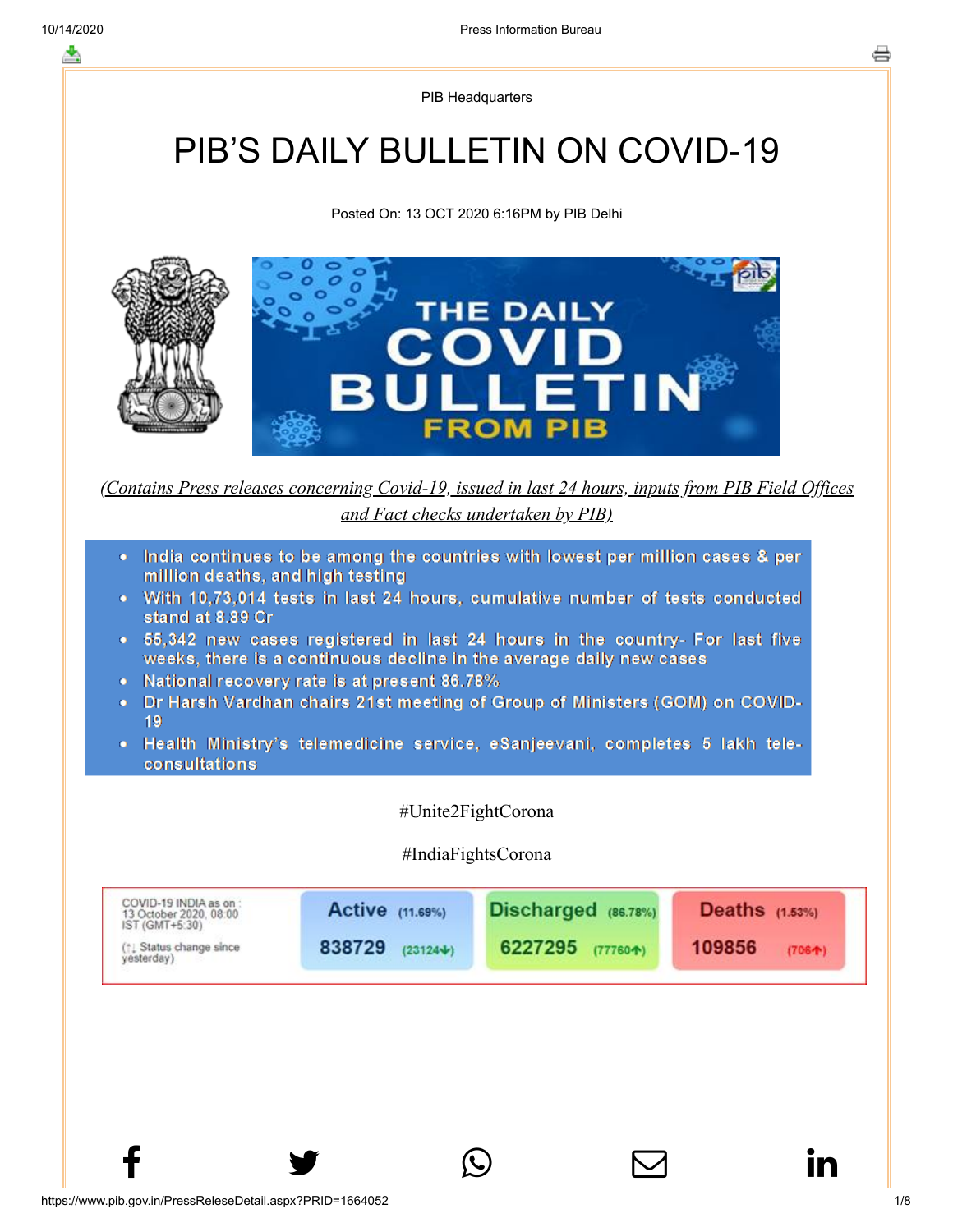PIB Headquarters

# PIB'S DAILY BULLETIN ON COVID-19

Posted On: 13 OCT 2020 6:16PM by PIB Delhi

*(Contains Press releases concerning Covid-19, issued in last 24 hours, inputs from PIB Field Offices and Fact checks undertaken by PIB)*

- India continues to be among the countries with lowest per million cases & per million deaths, and high testing
- With 10,73,014 tests in last 24 hours, cumulative number of tests conducted stand at 8.89 Cr
- 55,342 new cases registered in last 24 hours in the country- For last five weeks, there is a continuous decline in the average daily new cases
- National recovery rate is at present 86.78%
- Dr Harsh Vardhan chairs 21st meeting of Group of Ministers (GOM) on COVID-19
- Health Ministry's telemedicine service, eSanjeevani, completes 5 lakh tele-consultations

#Unite2FightCorona

#IndiaFightsCorona

COVID-19 INDIA as on : 13 October 2020, 08:00 IST (GMT+5:30)

(↑↓ Status change since yesterday)

| Active (11.69%) | Discharged (86.78%) | Deaths (1.53%) |
|---|---|---|
| 838729 (23124↓) | 6227295 (77760↑) | 109856 (706↑) |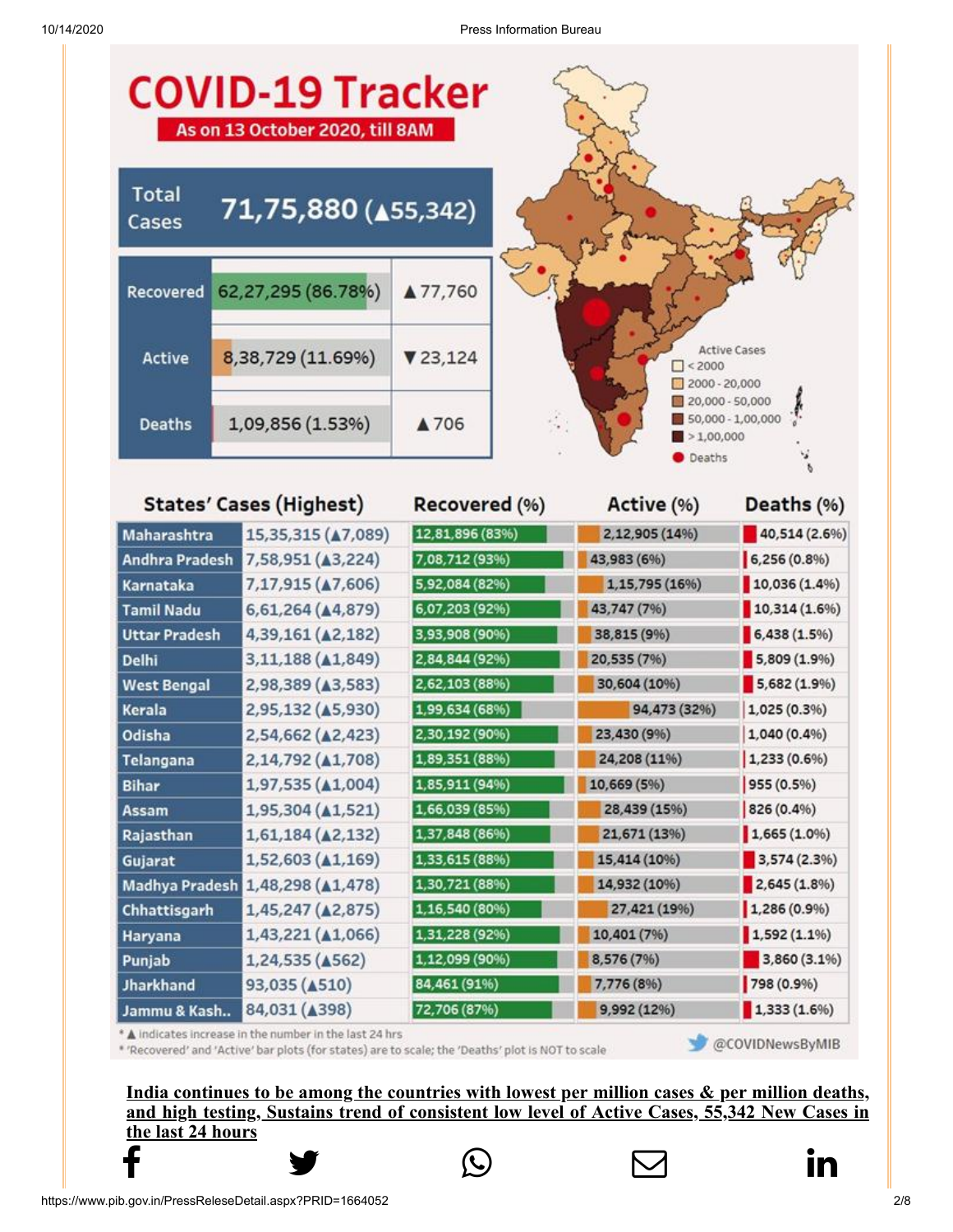# COVID-19 Tracker

**As on 13 October 2020, till 8AM**

| Total Cases | 71,75,880 (▲55,342) | |
|---|---|---|
| Recovered | 62,27,295 (86.78%) | ▲77,760 |
| Active | 8,38,729 (11.69%) | ▼23,124 |
| Deaths | 1,09,856 (1.53%) | ▲706 |

Active Cases
- < 2000
- 2000 - 20,000
- 20,000 - 50,000
- 50,000 - 1,00,000
- > 1,00,000
- Deaths

| States' Cases (Highest) | | Recovered (%) | Active (%) | Deaths (%) |
|---|---|---|---|---|
| Maharashtra | 15,35,315 (▲7,089) | 12,81,896 (83%) | 2,12,905 (14%) | 40,514 (2.6%) |
| Andhra Pradesh | 7,58,951 (▲3,224) | 7,08,712 (93%) | 43,983 (6%) | 6,256 (0.8%) |
| Karnataka | 7,17,915 (▲7,606) | 5,92,084 (82%) | 1,15,795 (16%) | 10,036 (1.4%) |
| Tamil Nadu | 6,61,264 (▲4,879) | 6,07,203 (92%) | 43,747 (7%) | 10,314 (1.6%) |
| Uttar Pradesh | 4,39,161 (▲2,182) | 3,93,908 (90%) | 38,815 (9%) | 6,438 (1.5%) |
| Delhi | 3,11,188 (▲1,849) | 2,84,844 (92%) | 20,535 (7%) | 5,809 (1.9%) |
| West Bengal | 2,98,389 (▲3,583) | 2,62,103 (88%) | 30,604 (10%) | 5,682 (1.9%) |
| Kerala | 2,95,132 (▲5,930) | 1,99,634 (68%) | 94,473 (32%) | 1,025 (0.3%) |
| Odisha | 2,54,662 (▲2,423) | 2,30,192 (90%) | 23,430 (9%) | 1,040 (0.4%) |
| Telangana | 2,14,792 (▲1,708) | 1,89,351 (88%) | 24,208 (11%) | 1,233 (0.6%) |
| Bihar | 1,97,535 (▲1,004) | 1,85,911 (94%) | 10,669 (5%) | 955 (0.5%) |
| Assam | 1,95,304 (▲1,521) | 1,66,039 (85%) | 28,439 (15%) | 826 (0.4%) |
| Rajasthan | 1,61,184 (▲2,132) | 1,37,848 (86%) | 21,671 (13%) | 1,665 (1.0%) |
| Gujarat | 1,52,603 (▲1,169) | 1,33,615 (88%) | 15,414 (10%) | 3,574 (2.3%) |
| Madhya Pradesh | 1,48,298 (▲1,478) | 1,30,721 (88%) | 14,932 (10%) | 2,645 (1.8%) |
| Chhattisgarh | 1,45,247 (▲2,875) | 1,16,540 (80%) | 27,421 (19%) | 1,286 (0.9%) |
| Haryana | 1,43,221 (▲1,066) | 1,31,228 (92%) | 10,401 (7%) | 1,592 (1.1%) |
| Punjab | 1,24,535 (▲562) | 1,12,099 (90%) | 8,576 (7%) | 3,860 (3.1%) |
| Jharkhand | 93,035 (▲510) | 84,461 (91%) | 7,776 (8%) | 798 (0.9%) |
| Jammu & Kash.. | 84,031 (▲398) | 72,706 (87%) | 9,992 (12%) | 1,333 (1.6%) |

* ▲ indicates increase in the number in the last 24 hrs
* 'Recovered' and 'Active' bar plots (for states) are to scale; the 'Deaths' plot is NOT to scale

@COVIDNewsByMIB

**India continues to be among the countries with lowest per million cases & per million deaths, and high testing, Sustains trend of consistent low level of Active Cases, 55,342 New Cases in the last 24 hours**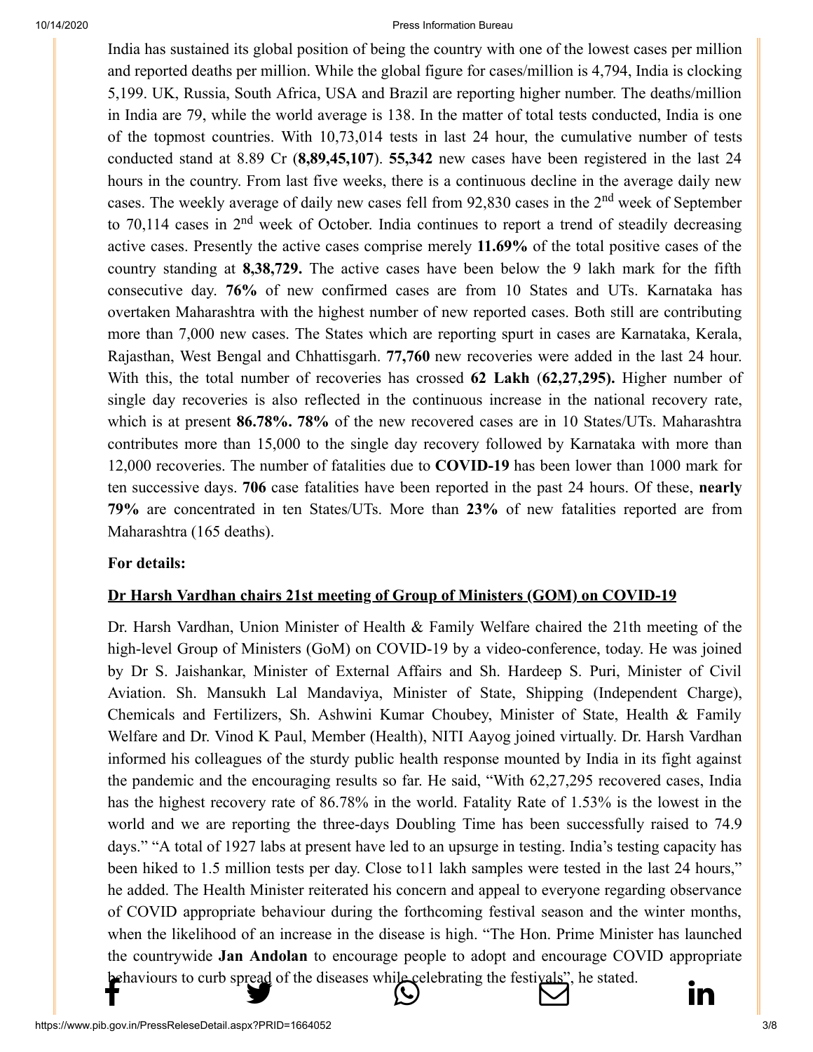India has sustained its global position of being the country with one of the lowest cases per million and reported deaths per million. While the global figure for cases/million is 4,794, India is clocking 5,199. UK, Russia, South Africa, USA and Brazil are reporting higher number. The deaths/million in India are 79, while the world average is 138. In the matter of total tests conducted, India is one of the topmost countries. With 10,73,014 tests in last 24 hour, the cumulative number of tests conducted stand at 8.89 Cr (**8,89,45,107**). **55,342** new cases have been registered in the last 24 hours in the country. From last five weeks, there is a continuous decline in the average daily new cases. The weekly average of daily new cases fell from 92,830 cases in the 2nd week of September to 70,114 cases in 2nd week of October. India continues to report a trend of steadily decreasing active cases. Presently the active cases comprise merely **11.69%** of the total positive cases of the country standing at **8,38,729.** The active cases have been below the 9 lakh mark for the fifth consecutive day. **76%** of new confirmed cases are from 10 States and UTs. Karnataka has overtaken Maharashtra with the highest number of new reported cases. Both still are contributing more than 7,000 new cases. The States which are reporting spurt in cases are Karnataka, Kerala, Rajasthan, West Bengal and Chhattisgarh. **77,760** new recoveries were added in the last 24 hour. With this, the total number of recoveries has crossed **62 Lakh** (**62,27,295).** Higher number of single day recoveries is also reflected in the continuous increase in the national recovery rate, which is at present **86.78%. 78%** of the new recovered cases are in 10 States/UTs. Maharashtra contributes more than 15,000 to the single day recovery followed by Karnataka with more than 12,000 recoveries. The number of fatalities due to **COVID-19** has been lower than 1000 mark for ten successive days. **706** case fatalities have been reported in the past 24 hours. Of these, **nearly 79%** are concentrated in ten States/UTs. More than **23%** of new fatalities reported are from Maharashtra (165 deaths).

**For details:**

**Dr Harsh Vardhan chairs 21st meeting of Group of Ministers (GOM) on COVID-19**

Dr. Harsh Vardhan, Union Minister of Health & Family Welfare chaired the 21th meeting of the high-level Group of Ministers (GoM) on COVID-19 by a video-conference, today. He was joined by Dr S. Jaishankar, Minister of External Affairs and Sh. Hardeep S. Puri, Minister of Civil Aviation. Sh. Mansukh Lal Mandaviya, Minister of State, Shipping (Independent Charge), Chemicals and Fertilizers, Sh. Ashwini Kumar Choubey, Minister of State, Health & Family Welfare and Dr. Vinod K Paul, Member (Health), NITI Aayog joined virtually. Dr. Harsh Vardhan informed his colleagues of the sturdy public health response mounted by India in its fight against the pandemic and the encouraging results so far. He said, "With 62,27,295 recovered cases, India has the highest recovery rate of 86.78% in the world. Fatality Rate of 1.53% is the lowest in the world and we are reporting the three-days Doubling Time has been successfully raised to 74.9 days." "A total of 1927 labs at present have led to an upsurge in testing. India's testing capacity has been hiked to 1.5 million tests per day. Close to11 lakh samples were tested in the last 24 hours," he added. The Health Minister reiterated his concern and appeal to everyone regarding observance of COVID appropriate behaviour during the forthcoming festival season and the winter months, when the likelihood of an increase in the disease is high. "The Hon. Prime Minister has launched the countrywide **Jan Andolan** to encourage people to adopt and encourage COVID appropriate behaviours to curb spread of the diseases while celebrating the festivals", he stated.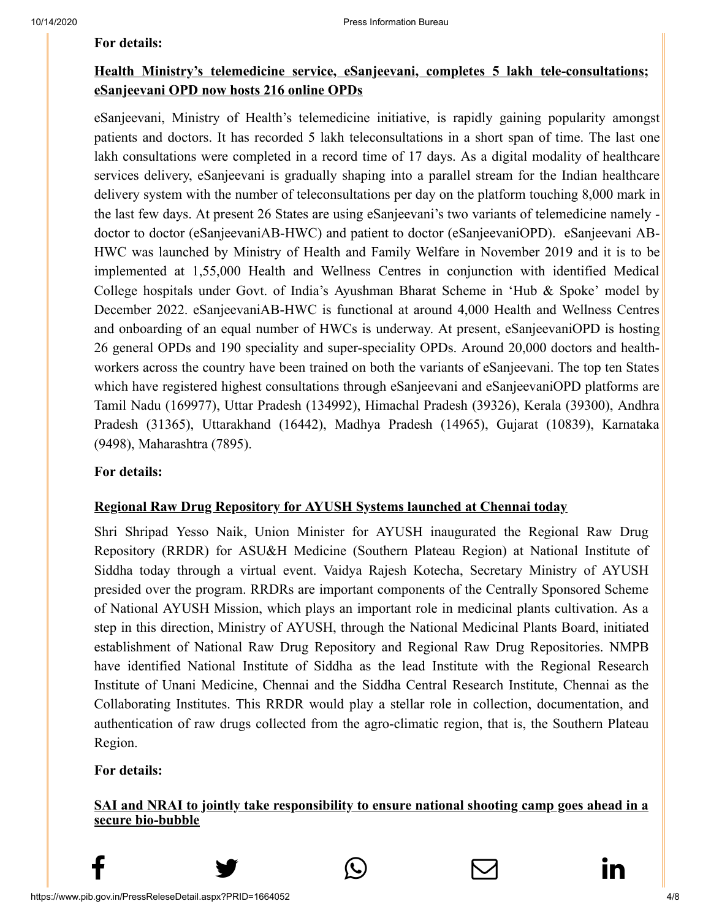**For details:**

**Health Ministry's telemedicine service, eSanjeevani, completes 5 lakh tele-consultations; eSanjeevani OPD now hosts 216 online OPDs**

eSanjeevani, Ministry of Health's telemedicine initiative, is rapidly gaining popularity amongst patients and doctors. It has recorded 5 lakh teleconsultations in a short span of time. The last one lakh consultations were completed in a record time of 17 days. As a digital modality of healthcare services delivery, eSanjeevani is gradually shaping into a parallel stream for the Indian healthcare delivery system with the number of teleconsultations per day on the platform touching 8,000 mark in the last few days. At present 26 States are using eSanjeevani's two variants of telemedicine namely - doctor to doctor (eSanjeevaniAB-HWC) and patient to doctor (eSanjeevaniOPD). eSanjeevani AB-HWC was launched by Ministry of Health and Family Welfare in November 2019 and it is to be implemented at 1,55,000 Health and Wellness Centres in conjunction with identified Medical College hospitals under Govt. of India's Ayushman Bharat Scheme in 'Hub & Spoke' model by December 2022. eSanjeevaniAB-HWC is functional at around 4,000 Health and Wellness Centres and onboarding of an equal number of HWCs is underway. At present, eSanjeevaniOPD is hosting 26 general OPDs and 190 speciality and super-speciality OPDs. Around 20,000 doctors and health-workers across the country have been trained on both the variants of eSanjeevani. The top ten States which have registered highest consultations through eSanjeevani and eSanjeevaniOPD platforms are Tamil Nadu (169977), Uttar Pradesh (134992), Himachal Pradesh (39326), Kerala (39300), Andhra Pradesh (31365), Uttarakhand (16442), Madhya Pradesh (14965), Gujarat (10839), Karnataka (9498), Maharashtra (7895).

**For details:**

**Regional Raw Drug Repository for AYUSH Systems launched at Chennai today**

Shri Shripad Yesso Naik, Union Minister for AYUSH inaugurated the Regional Raw Drug Repository (RRDR) for ASU&H Medicine (Southern Plateau Region) at National Institute of Siddha today through a virtual event. Vaidya Rajesh Kotecha, Secretary Ministry of AYUSH presided over the program. RRDRs are important components of the Centrally Sponsored Scheme of National AYUSH Mission, which plays an important role in medicinal plants cultivation. As a step in this direction, Ministry of AYUSH, through the National Medicinal Plants Board, initiated establishment of National Raw Drug Repository and Regional Raw Drug Repositories. NMPB have identified National Institute of Siddha as the lead Institute with the Regional Research Institute of Unani Medicine, Chennai and the Siddha Central Research Institute, Chennai as the Collaborating Institutes. This RRDR would play a stellar role in collection, documentation, and authentication of raw drugs collected from the agro-climatic region, that is, the Southern Plateau Region.

**For details:**

**SAI and NRAI to jointly take responsibility to ensure national shooting camp goes ahead in a secure bio-bubble**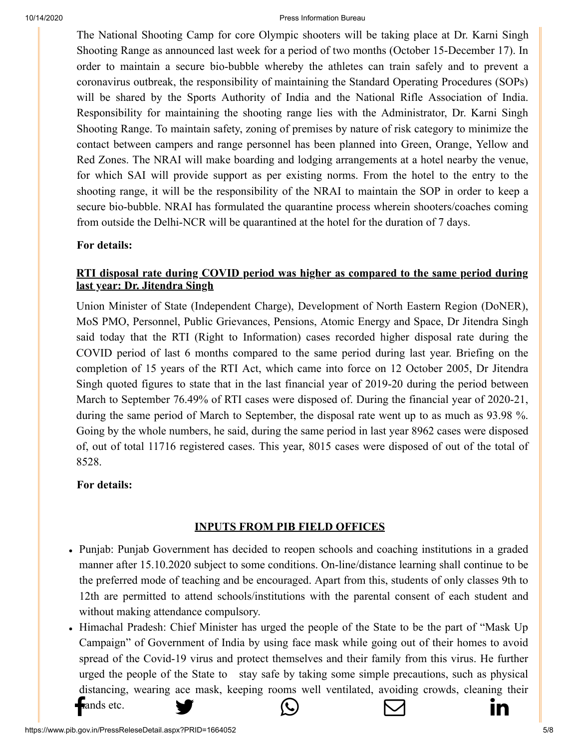The National Shooting Camp for core Olympic shooters will be taking place at Dr. Karni Singh Shooting Range as announced last week for a period of two months (October 15-December 17). In order to maintain a secure bio-bubble whereby the athletes can train safely and to prevent a coronavirus outbreak, the responsibility of maintaining the Standard Operating Procedures (SOPs) will be shared by the Sports Authority of India and the National Rifle Association of India. Responsibility for maintaining the shooting range lies with the Administrator, Dr. Karni Singh Shooting Range. To maintain safety, zoning of premises by nature of risk category to minimize the contact between campers and range personnel has been planned into Green, Orange, Yellow and Red Zones. The NRAI will make boarding and lodging arrangements at a hotel nearby the venue, for which SAI will provide support as per existing norms. From the hotel to the entry to the shooting range, it will be the responsibility of the NRAI to maintain the SOP in order to keep a secure bio-bubble. NRAI has formulated the quarantine process wherein shooters/coaches coming from outside the Delhi-NCR will be quarantined at the hotel for the duration of 7 days.

**For details:**

**RTI disposal rate during COVID period was higher as compared to the same period during last year: Dr. Jitendra Singh**

Union Minister of State (Independent Charge), Development of North Eastern Region (DoNER), MoS PMO, Personnel, Public Grievances, Pensions, Atomic Energy and Space, Dr Jitendra Singh said today that the RTI (Right to Information) cases recorded higher disposal rate during the COVID period of last 6 months compared to the same period during last year. Briefing on the completion of 15 years of the RTI Act, which came into force on 12 October 2005, Dr Jitendra Singh quoted figures to state that in the last financial year of 2019-20 during the period between March to September 76.49% of RTI cases were disposed of. During the financial year of 2020-21, during the same period of March to September, the disposal rate went up to as much as 93.98 %. Going by the whole numbers, he said, during the same period in last year 8962 cases were disposed of, out of total 11716 registered cases. This year, 8015 cases were disposed of out of the total of 8528.

**For details:**

**INPUTS FROM PIB FIELD OFFICES**

- Punjab: Punjab Government has decided to reopen schools and coaching institutions in a graded manner after 15.10.2020 subject to some conditions. On-line/distance learning shall continue to be the preferred mode of teaching and be encouraged. Apart from this, students of only classes 9th to 12th are permitted to attend schools/institutions with the parental consent of each student and without making attendance compulsory.
- Himachal Pradesh: Chief Minister has urged the people of the State to be the part of "Mask Up Campaign" of Government of India by using face mask while going out of their homes to avoid spread of the Covid-19 virus and protect themselves and their family from this virus. He further urged the people of the State to stay safe by taking some simple precautions, such as physical distancing, wearing ace mask, keeping rooms well ventilated, avoiding crowds, cleaning their hands etc.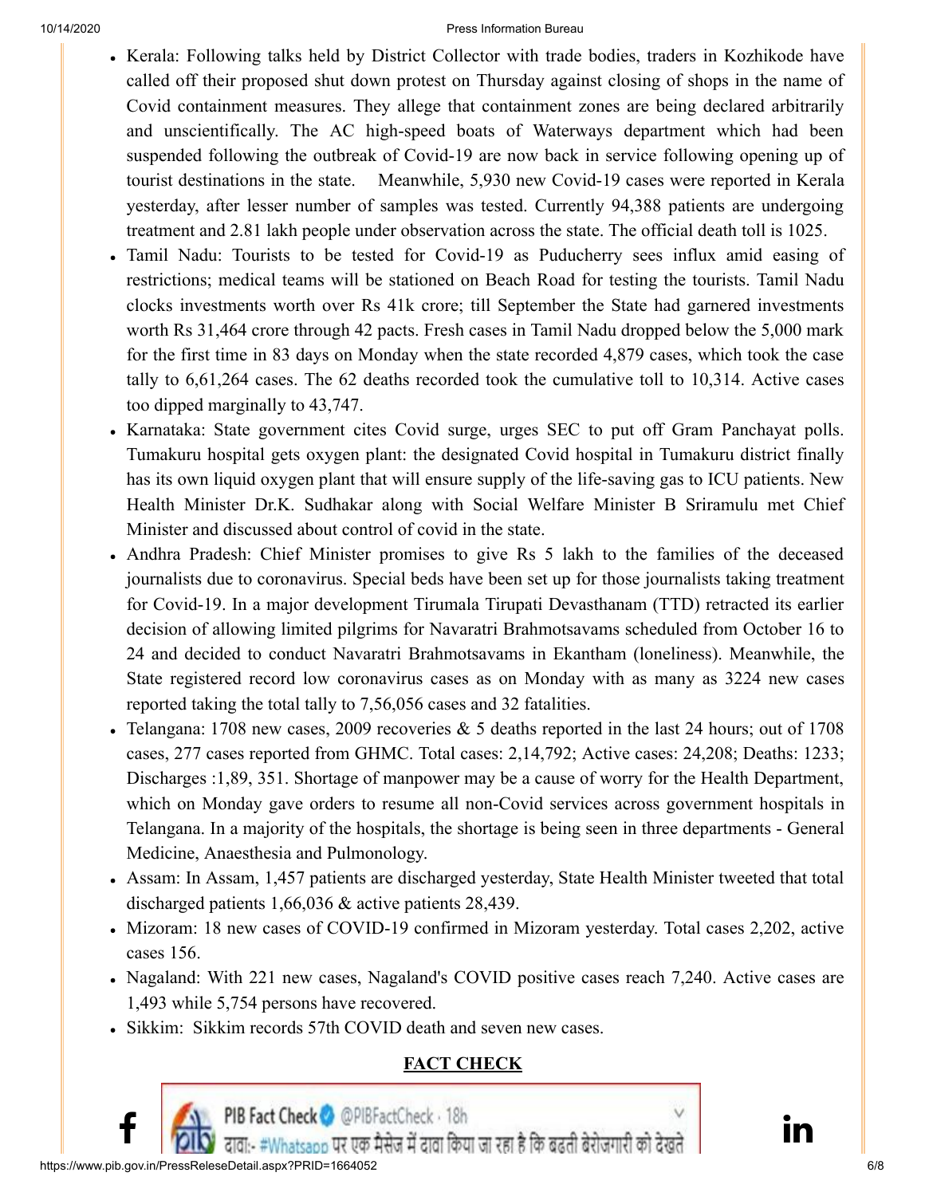- Kerala: Following talks held by District Collector with trade bodies, traders in Kozhikode have called off their proposed shut down protest on Thursday against closing of shops in the name of Covid containment measures. They allege that containment zones are being declared arbitrarily and unscientifically. The AC high-speed boats of Waterways department which had been suspended following the outbreak of Covid-19 are now back in service following opening up of tourist destinations in the state. Meanwhile, 5,930 new Covid-19 cases were reported in Kerala yesterday, after lesser number of samples was tested. Currently 94,388 patients are undergoing treatment and 2.81 lakh people under observation across the state. The official death toll is 1025.
- Tamil Nadu: Tourists to be tested for Covid-19 as Puducherry sees influx amid easing of restrictions; medical teams will be stationed on Beach Road for testing the tourists. Tamil Nadu clocks investments worth over Rs 41k crore; till September the State had garnered investments worth Rs 31,464 crore through 42 pacts. Fresh cases in Tamil Nadu dropped below the 5,000 mark for the first time in 83 days on Monday when the state recorded 4,879 cases, which took the case tally to 6,61,264 cases. The 62 deaths recorded took the cumulative toll to 10,314. Active cases too dipped marginally to 43,747.
- Karnataka: State government cites Covid surge, urges SEC to put off Gram Panchayat polls. Tumakuru hospital gets oxygen plant: the designated Covid hospital in Tumakuru district finally has its own liquid oxygen plant that will ensure supply of the life-saving gas to ICU patients. New Health Minister Dr.K. Sudhakar along with Social Welfare Minister B Sriramulu met Chief Minister and discussed about control of covid in the state.
- Andhra Pradesh: Chief Minister promises to give Rs 5 lakh to the families of the deceased journalists due to coronavirus. Special beds have been set up for those journalists taking treatment for Covid-19. In a major development Tirumala Tirupati Devasthanam (TTD) retracted its earlier decision of allowing limited pilgrims for Navaratri Brahmotsavams scheduled from October 16 to 24 and decided to conduct Navaratri Brahmotsavams in Ekantham (loneliness). Meanwhile, the State registered record low coronavirus cases as on Monday with as many as 3224 new cases reported taking the total tally to 7,56,056 cases and 32 fatalities.
- Telangana: 1708 new cases, 2009 recoveries & 5 deaths reported in the last 24 hours; out of 1708 cases, 277 cases reported from GHMC. Total cases: 2,14,792; Active cases: 24,208; Deaths: 1233; Discharges :1,89, 351. Shortage of manpower may be a cause of worry for the Health Department, which on Monday gave orders to resume all non-Covid services across government hospitals in Telangana. In a majority of the hospitals, the shortage is being seen in three departments - General Medicine, Anaesthesia and Pulmonology.
- Assam: In Assam, 1,457 patients are discharged yesterday, State Health Minister tweeted that total discharged patients 1,66,036 & active patients 28,439.
- Mizoram: 18 new cases of COVID-19 confirmed in Mizoram yesterday. Total cases 2,202, active cases 156.
- Nagaland: With 221 new cases, Nagaland's COVID positive cases reach 7,240. Active cases are 1,493 while 5,754 persons have recovered.
- Sikkim: Sikkim records 57th COVID death and seven new cases.

**FACT CHECK**

PIB Fact Check @PIBFactCheck · 18h

दावा:- #Whatsapp पर एक मैसेज में दावा किया जा रहा है कि बढ़ती बेरोजगारी को देखते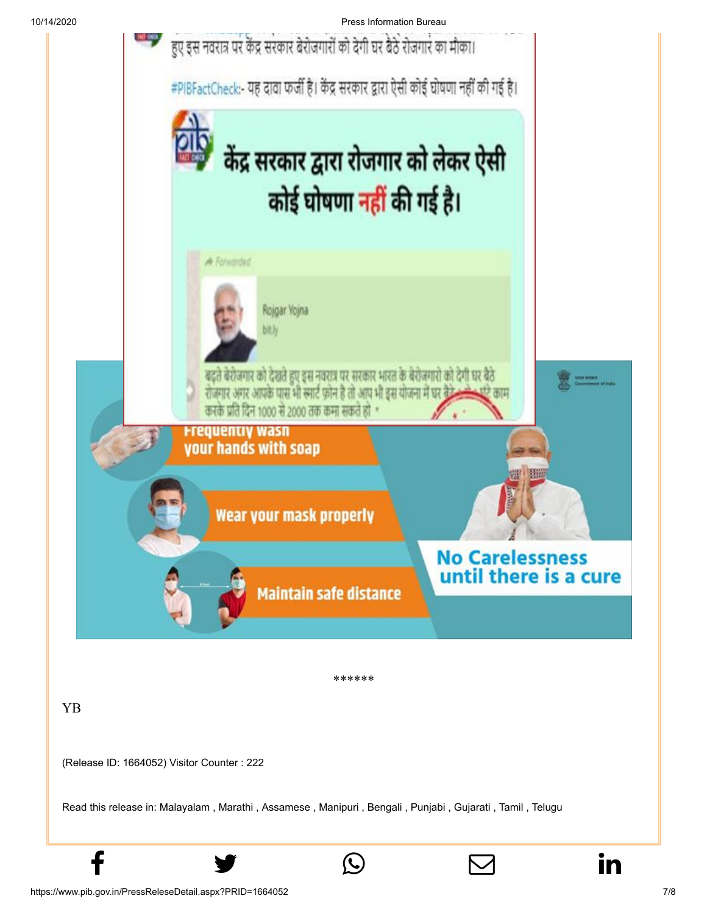हुए इस नवरात्र पर केंद्र सरकार बेरोजगारों को देगी घर बैठे रोजगार का मौका।

#PIBFactCheck:- यह दावा फर्जी है। केंद्र सरकार द्वारा ऐसी कोई घोषणा नहीं की गई है।

केंद्र सरकार द्वारा रोजगार को लेकर ऐसी कोई घोषणा नहीं की गई है।

Forwarded

Rojgar Yojna

bit.ly

बढ़ते बेरोजगार को देखते हुए इस नवरात्र पर सरकार भारत के बेरोजगारो को देगी घर बैठे रोजगार अगर आपके पास भी स्मार्ट फ़ोन है तो आप भी इस योजना में घर बैठे काम करके प्रति दिन 1000 से 2000 तक कमा सकते हो *

Frequently wash your hands with soap

Wear your mask properly

Maintain safe distance

No Carelessness until there is a cure

******

YB

(Release ID: 1664052) Visitor Counter : 222

Read this release in: Malayalam , Marathi , Assamese , Manipuri , Bengali , Punjabi , Gujarati , Tamil , Telugu